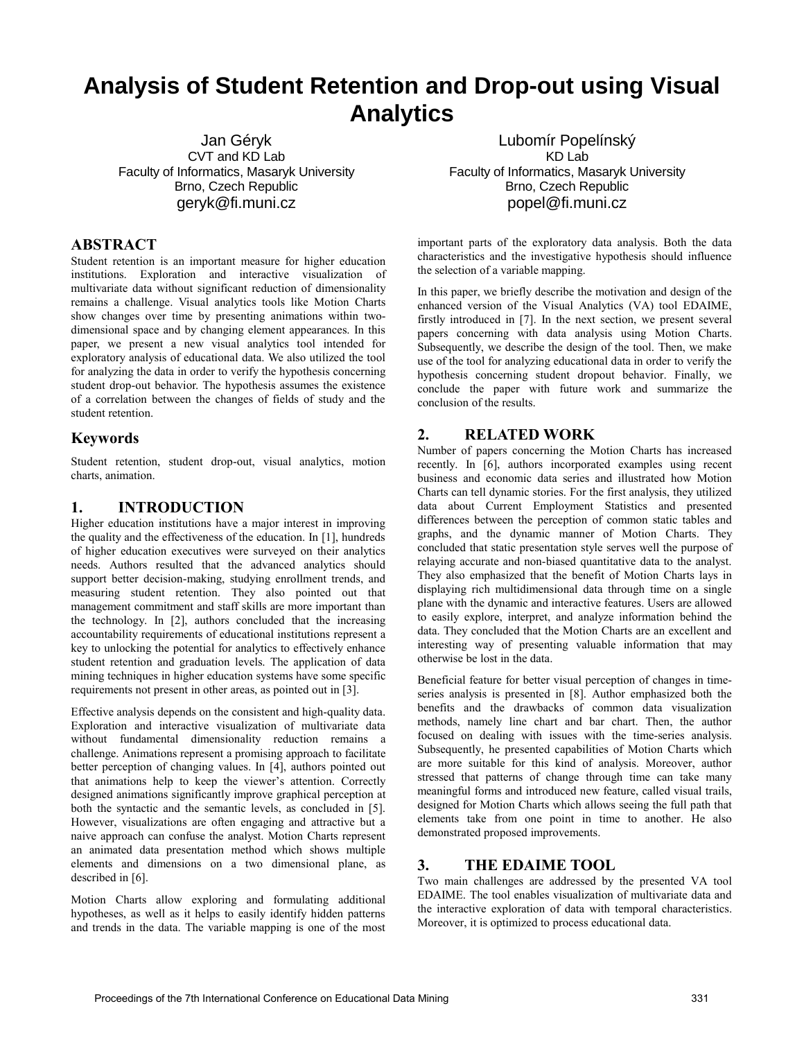# Analysis of Student Retention and Drop-out using Visual Analytics

Jan Géryk
CVT and KD Lab
Faculty of Informatics, Masaryk University
Brno, Czech Republic
geryk@fi.muni.cz

Lubomír Popelínský
KD Lab
Faculty of Informatics, Masaryk University
Brno, Czech Republic
popel@fi.muni.cz

## ABSTRACT

Student retention is an important measure for higher education institutions. Exploration and interactive visualization of multivariate data without significant reduction of dimensionality remains a challenge. Visual analytics tools like Motion Charts show changes over time by presenting animations within two-dimensional space and by changing element appearances. In this paper, we present a new visual analytics tool intended for exploratory analysis of educational data. We also utilized the tool for analyzing the data in order to verify the hypothesis concerning student drop-out behavior. The hypothesis assumes the existence of a correlation between the changes of fields of study and the student retention.

## Keywords

Student retention, student drop-out, visual analytics, motion charts, animation.

## 1. INTRODUCTION

Higher education institutions have a major interest in improving the quality and the effectiveness of the education. In [1], hundreds of higher education executives were surveyed on their analytics needs. Authors resulted that the advanced analytics should support better decision-making, studying enrollment trends, and measuring student retention. They also pointed out that management commitment and staff skills are more important than the technology. In [2], authors concluded that the increasing accountability requirements of educational institutions represent a key to unlocking the potential for analytics to effectively enhance student retention and graduation levels. The application of data mining techniques in higher education systems have some specific requirements not present in other areas, as pointed out in [3].

Effective analysis depends on the consistent and high-quality data. Exploration and interactive visualization of multivariate data without fundamental dimensionality reduction remains a challenge. Animations represent a promising approach to facilitate better perception of changing values. In [4], authors pointed out that animations help to keep the viewer's attention. Correctly designed animations significantly improve graphical perception at both the syntactic and the semantic levels, as concluded in [5]. However, visualizations are often engaging and attractive but a naive approach can confuse the analyst. Motion Charts represent an animated data presentation method which shows multiple elements and dimensions on a two dimensional plane, as described in [6].

Motion Charts allow exploring and formulating additional hypotheses, as well as it helps to easily identify hidden patterns and trends in the data. The variable mapping is one of the most important parts of the exploratory data analysis. Both the data characteristics and the investigative hypothesis should influence the selection of a variable mapping.

In this paper, we briefly describe the motivation and design of the enhanced version of the Visual Analytics (VA) tool EDAIME, firstly introduced in [7]. In the next section, we present several papers concerning with data analysis using Motion Charts. Subsequently, we describe the design of the tool. Then, we make use of the tool for analyzing educational data in order to verify the hypothesis concerning student dropout behavior. Finally, we conclude the paper with future work and summarize the conclusion of the results.

## 2. RELATED WORK

Number of papers concerning the Motion Charts has increased recently. In [6], authors incorporated examples using recent business and economic data series and illustrated how Motion Charts can tell dynamic stories. For the first analysis, they utilized data about Current Employment Statistics and presented differences between the perception of common static tables and graphs, and the dynamic manner of Motion Charts. They concluded that static presentation style serves well the purpose of relaying accurate and non-biased quantitative data to the analyst. They also emphasized that the benefit of Motion Charts lays in displaying rich multidimensional data through time on a single plane with the dynamic and interactive features. Users are allowed to easily explore, interpret, and analyze information behind the data. They concluded that the Motion Charts are an excellent and interesting way of presenting valuable information that may otherwise be lost in the data.

Beneficial feature for better visual perception of changes in time-series analysis is presented in [8]. Author emphasized both the benefits and the drawbacks of common data visualization methods, namely line chart and bar chart. Then, the author focused on dealing with issues with the time-series analysis. Subsequently, he presented capabilities of Motion Charts which are more suitable for this kind of analysis. Moreover, author stressed that patterns of change through time can take many meaningful forms and introduced new feature, called visual trails, designed for Motion Charts which allows seeing the full path that elements take from one point in time to another. He also demonstrated proposed improvements.

## 3. THE EDAIME TOOL

Two main challenges are addressed by the presented VA tool EDAIME. The tool enables visualization of multivariate data and the interactive exploration of data with temporal characteristics. Moreover, it is optimized to process educational data.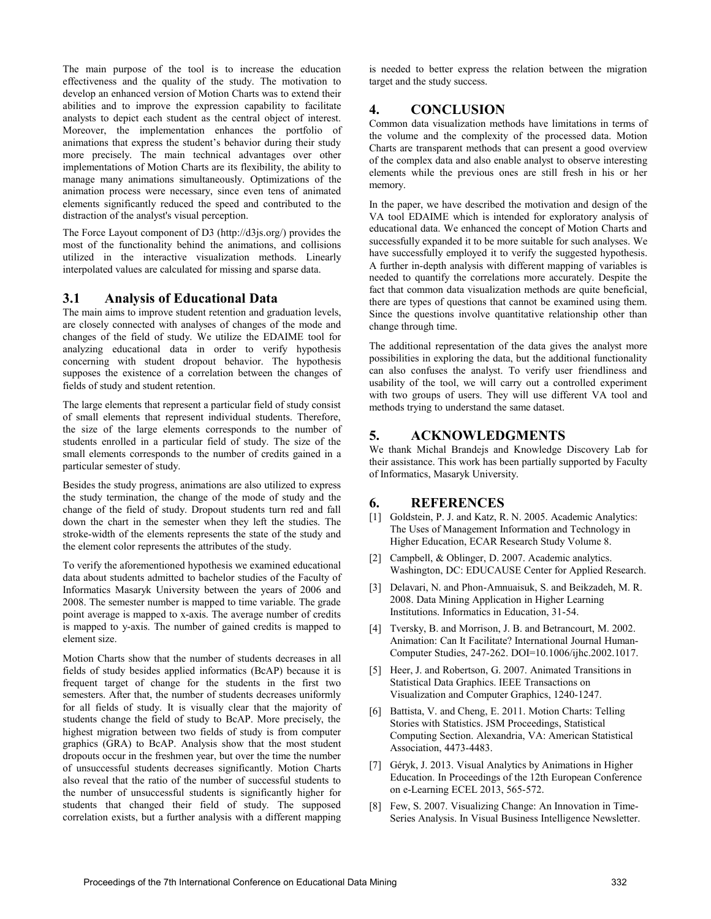The main purpose of the tool is to increase the education effectiveness and the quality of the study. The motivation to develop an enhanced version of Motion Charts was to extend their abilities and to improve the expression capability to facilitate analysts to depict each student as the central object of interest. Moreover, the implementation enhances the portfolio of animations that express the student's behavior during their study more precisely. The main technical advantages over other implementations of Motion Charts are its flexibility, the ability to manage many animations simultaneously. Optimizations of the animation process were necessary, since even tens of animated elements significantly reduced the speed and contributed to the distraction of the analyst's visual perception.

The Force Layout component of D3 (http://d3js.org/) provides the most of the functionality behind the animations, and collisions utilized in the interactive visualization methods. Linearly interpolated values are calculated for missing and sparse data.

### 3.1 Analysis of Educational Data

The main aims to improve student retention and graduation levels, are closely connected with analyses of changes of the mode and changes of the field of study. We utilize the EDAIME tool for analyzing educational data in order to verify hypothesis concerning with student dropout behavior. The hypothesis supposes the existence of a correlation between the changes of fields of study and student retention.

The large elements that represent a particular field of study consist of small elements that represent individual students. Therefore, the size of the large elements corresponds to the number of students enrolled in a particular field of study. The size of the small elements corresponds to the number of credits gained in a particular semester of study.

Besides the study progress, animations are also utilized to express the study termination, the change of the mode of study and the change of the field of study. Dropout students turn red and fall down the chart in the semester when they left the studies. The stroke-width of the elements represents the state of the study and the element color represents the attributes of the study.

To verify the aforementioned hypothesis we examined educational data about students admitted to bachelor studies of the Faculty of Informatics Masaryk University between the years of 2006 and 2008. The semester number is mapped to time variable. The grade point average is mapped to x-axis. The average number of credits is mapped to y-axis. The number of gained credits is mapped to element size.

Motion Charts show that the number of students decreases in all fields of study besides applied informatics (BcAP) because it is frequent target of change for the students in the first two semesters. After that, the number of students decreases uniformly for all fields of study. It is visually clear that the majority of students change the field of study to BcAP. More precisely, the highest migration between two fields of study is from computer graphics (GRA) to BcAP. Analysis show that the most student dropouts occur in the freshmen year, but over the time the number of unsuccessful students decreases significantly. Motion Charts also reveal that the ratio of the number of successful students to the number of unsuccessful students is significantly higher for students that changed their field of study. The supposed correlation exists, but a further analysis with a different mapping is needed to better express the relation between the migration target and the study success.

## 4. CONCLUSION

Common data visualization methods have limitations in terms of the volume and the complexity of the processed data. Motion Charts are transparent methods that can present a good overview of the complex data and also enable analyst to observe interesting elements while the previous ones are still fresh in his or her memory.

In the paper, we have described the motivation and design of the VA tool EDAIME which is intended for exploratory analysis of educational data. We enhanced the concept of Motion Charts and successfully expanded it to be more suitable for such analyses. We have successfully employed it to verify the suggested hypothesis. A further in-depth analysis with different mapping of variables is needed to quantify the correlations more accurately. Despite the fact that common data visualization methods are quite beneficial, there are types of questions that cannot be examined using them. Since the questions involve quantitative relationship other than change through time.

The additional representation of the data gives the analyst more possibilities in exploring the data, but the additional functionality can also confuses the analyst. To verify user friendliness and usability of the tool, we will carry out a controlled experiment with two groups of users. They will use different VA tool and methods trying to understand the same dataset.

## 5. ACKNOWLEDGMENTS

We thank Michal Brandejs and Knowledge Discovery Lab for their assistance. This work has been partially supported by Faculty of Informatics, Masaryk University.

## 6. REFERENCES

[1] Goldstein, P. J. and Katz, R. N. 2005. Academic Analytics: The Uses of Management Information and Technology in Higher Education, ECAR Research Study Volume 8.

[2] Campbell, & Oblinger, D. 2007. Academic analytics. Washington, DC: EDUCAUSE Center for Applied Research.

[3] Delavari, N. and Phon-Amnuaisuk, S. and Beikzadeh, M. R. 2008. Data Mining Application in Higher Learning Institutions. Informatics in Education, 31-54.

[4] Tversky, B. and Morrison, J. B. and Betrancourt, M. 2002. Animation: Can It Facilitate? International Journal Human-Computer Studies, 247-262. DOI=10.1006/ijhc.2002.1017.

[5] Heer, J. and Robertson, G. 2007. Animated Transitions in Statistical Data Graphics. IEEE Transactions on Visualization and Computer Graphics, 1240-1247.

[6] Battista, V. and Cheng, E. 2011. Motion Charts: Telling Stories with Statistics. JSM Proceedings, Statistical Computing Section. Alexandria, VA: American Statistical Association, 4473-4483.

[7] Géryk, J. 2013. Visual Analytics by Animations in Higher Education. In Proceedings of the 12th European Conference on e-Learning ECEL 2013, 565-572.

[8] Few, S. 2007. Visualizing Change: An Innovation in Time-Series Analysis. In Visual Business Intelligence Newsletter.